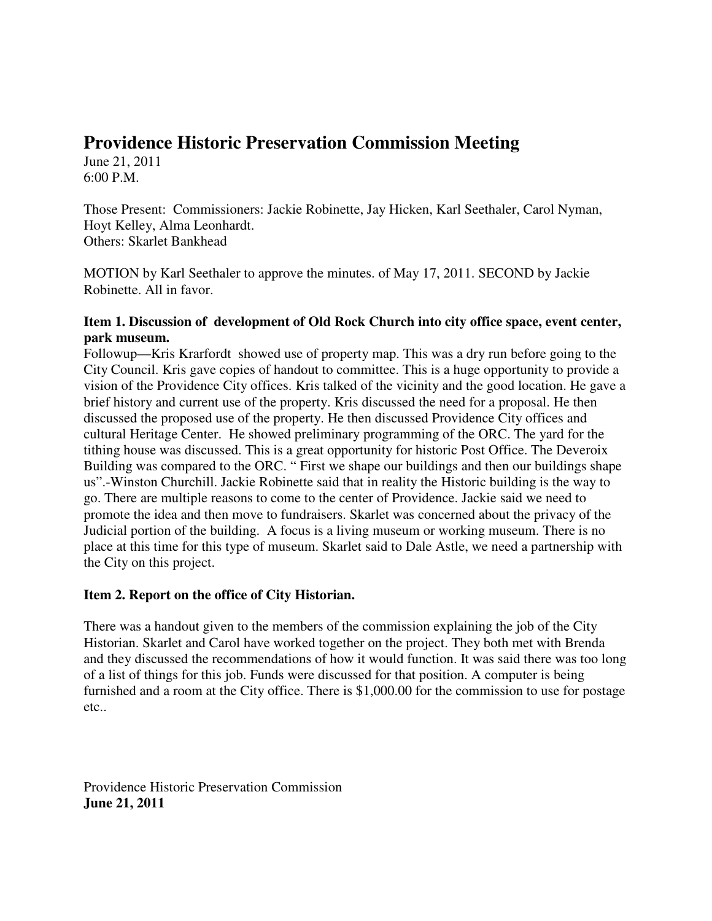# Providence Historic Preservation Commission Meeting

June 21, 2011
6:00 P.M.

Those Present: Commissioners: Jackie Robinette, Jay Hicken, Karl Seethaler, Carol Nyman, Hoyt Kelley, Alma Leonhardt.
Others: Skarlet Bankhead

MOTION by Karl Seethaler to approve the minutes. of May 17, 2011. SECOND by Jackie Robinette. All in favor.

**Item 1. Discussion of development of Old Rock Church into city office space, event center, park museum.**

Followup—Kris Krarfordt showed use of property map. This was a dry run before going to the City Council. Kris gave copies of handout to committee. This is a huge opportunity to provide a vision of the Providence City offices. Kris talked of the vicinity and the good location. He gave a brief history and current use of the property. Kris discussed the need for a proposal. He then discussed the proposed use of the property. He then discussed Providence City offices and cultural Heritage Center. He showed preliminary programming of the ORC. The yard for the tithing house was discussed. This is a great opportunity for historic Post Office. The Deveroix Building was compared to the ORC. " First we shape our buildings and then our buildings shape us".-Winston Churchill. Jackie Robinette said that in reality the Historic building is the way to go. There are multiple reasons to come to the center of Providence. Jackie said we need to promote the idea and then move to fundraisers. Skarlet was concerned about the privacy of the Judicial portion of the building. A focus is a living museum or working museum. There is no place at this time for this type of museum. Skarlet said to Dale Astle, we need a partnership with the City on this project.

**Item 2. Report on the office of City Historian.**

There was a handout given to the members of the commission explaining the job of the City Historian. Skarlet and Carol have worked together on the project. They both met with Brenda and they discussed the recommendations of how it would function. It was said there was too long of a list of things for this job. Funds were discussed for that position. A computer is being furnished and a room at the City office. There is $1,000.00 for the commission to use for postage etc..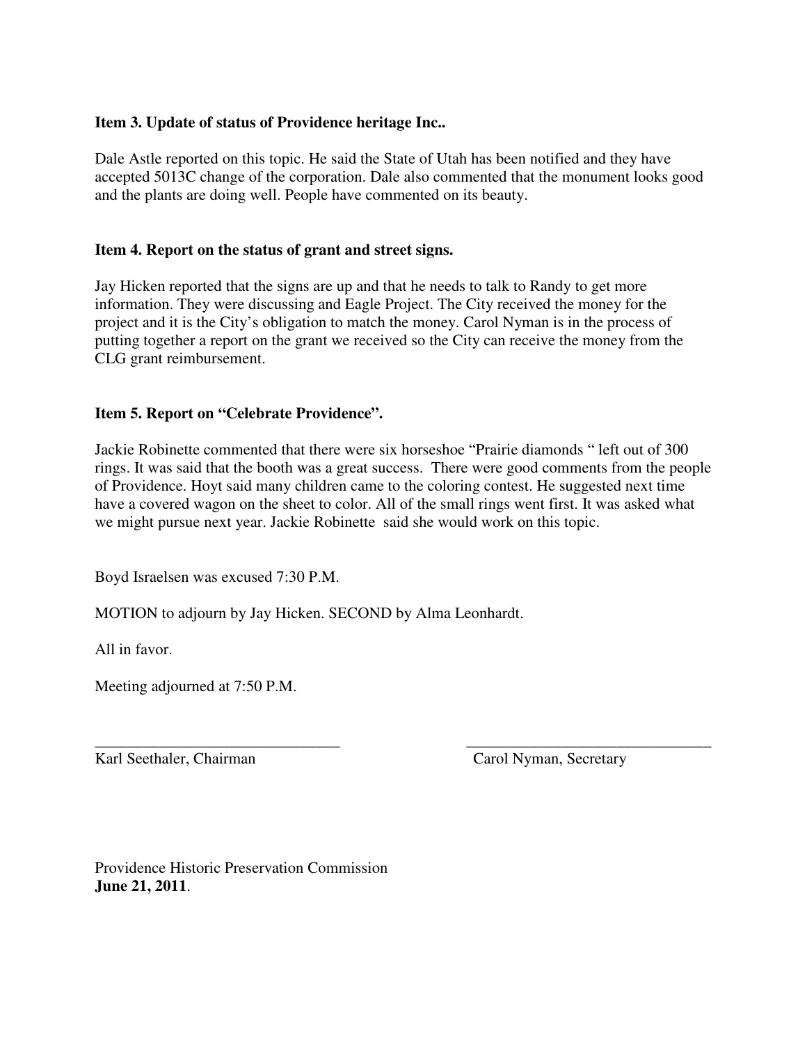**Item 3. Update of status of Providence heritage Inc..**

Dale Astle reported on this topic. He said the State of Utah has been notified and they have accepted 5013C change of the corporation. Dale also commented that the monument looks good and the plants are doing well. People have commented on its beauty.

**Item 4. Report on the status of grant and street signs.**

Jay Hicken reported that the signs are up and that he needs to talk to Randy to get more information. They were discussing and Eagle Project. The City received the money for the project and it is the City's obligation to match the money. Carol Nyman is in the process of putting together a report on the grant we received so the City can receive the money from the CLG grant reimbursement.

**Item 5. Report on "Celebrate Providence".**

Jackie Robinette commented that there were six horseshoe "Prairie diamonds " left out of 300 rings. It was said that the booth was a great success. There were good comments from the people of Providence. Hoyt said many children came to the coloring contest. He suggested next time have a covered wagon on the sheet to color. All of the small rings went first. It was asked what we might pursue next year. Jackie Robinette said she would work on this topic.

Boyd Israelsen was excused 7:30 P.M.

MOTION to adjourn by Jay Hicken. SECOND by Alma Leonhardt.

All in favor.

Meeting adjourned at 7:50 P.M.

\_\_\_\_\_\_\_\_\_\_\_\_\_\_\_\_\_\_\_\_\_\_\_\_\_\_\_\_\_\_\_\_ \_\_\_\_\_\_\_\_\_\_\_\_\_\_\_\_\_\_\_\_\_\_\_\_\_\_\_\_\_\_\_\_

Karl Seethaler, Chairman Carol Nyman, Secretary

Providence Historic Preservation Commission
**June 21, 2011**.